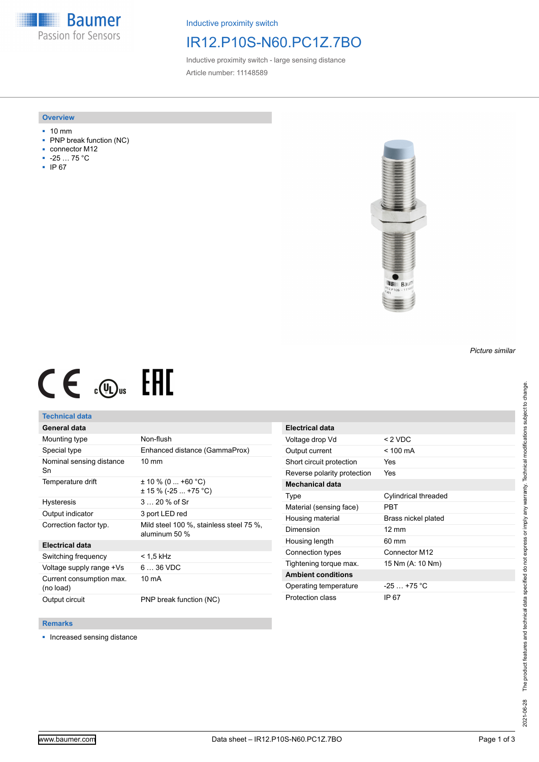Inductive proximity switch

# IR12.P10S-N60.PC1Z.7BO

Inductive proximity switch - large sensing distance

Article number: 11148589

## Overview

- 10 mm
- PNP break function (NC)
- connector M12
- -25 … 75 °C
- IP 67

*Picture similar*

## Technical data

| General data | |
|---|---|
| Mounting type | Non-flush |
| Special type | Enhanced distance (GammaProx) |
| Nominal sensing distance Sn | 10 mm |
| Temperature drift | ± 10 % (0 ... +60 °C)<br>± 15 % (-25 ... +75 °C) |
| Hysteresis | 3 … 20 % of Sr |
| Output indicator | 3 port LED red |
| Correction factor typ. | Mild steel 100 %, stainless steel 75 %, aluminum 50 % |
| **Electrical data** | |
| Switching frequency | < 1,5 kHz |
| Voltage supply range +Vs | 6 … 36 VDC |
| Current consumption max. (no load) | 10 mA |
| Output circuit | PNP break function (NC) |

| Electrical data | |
|---|---|
| Voltage drop Vd | < 2 VDC |
| Output current | < 100 mA |
| Short circuit protection | Yes |
| Reverse polarity protection | Yes |
| **Mechanical data** | |
| Type | Cylindrical threaded |
| Material (sensing face) | PBT |
| Housing material | Brass nickel plated |
| Dimension | 12 mm |
| Housing length | 60 mm |
| Connection types | Connector M12 |
| Tightening torque max. | 15 Nm (A: 10 Nm) |
| **Ambient conditions** | |
| Operating temperature | -25 … +75 °C |
| Protection class | IP 67 |

## Remarks

- Increased sensing distance

The product features and technical data specified do not express or imply any warranty. Technical modifications subject to change. 2021-06-28

www.baumer.com

Data sheet – IR12.P10S-N60.PC1Z.7BO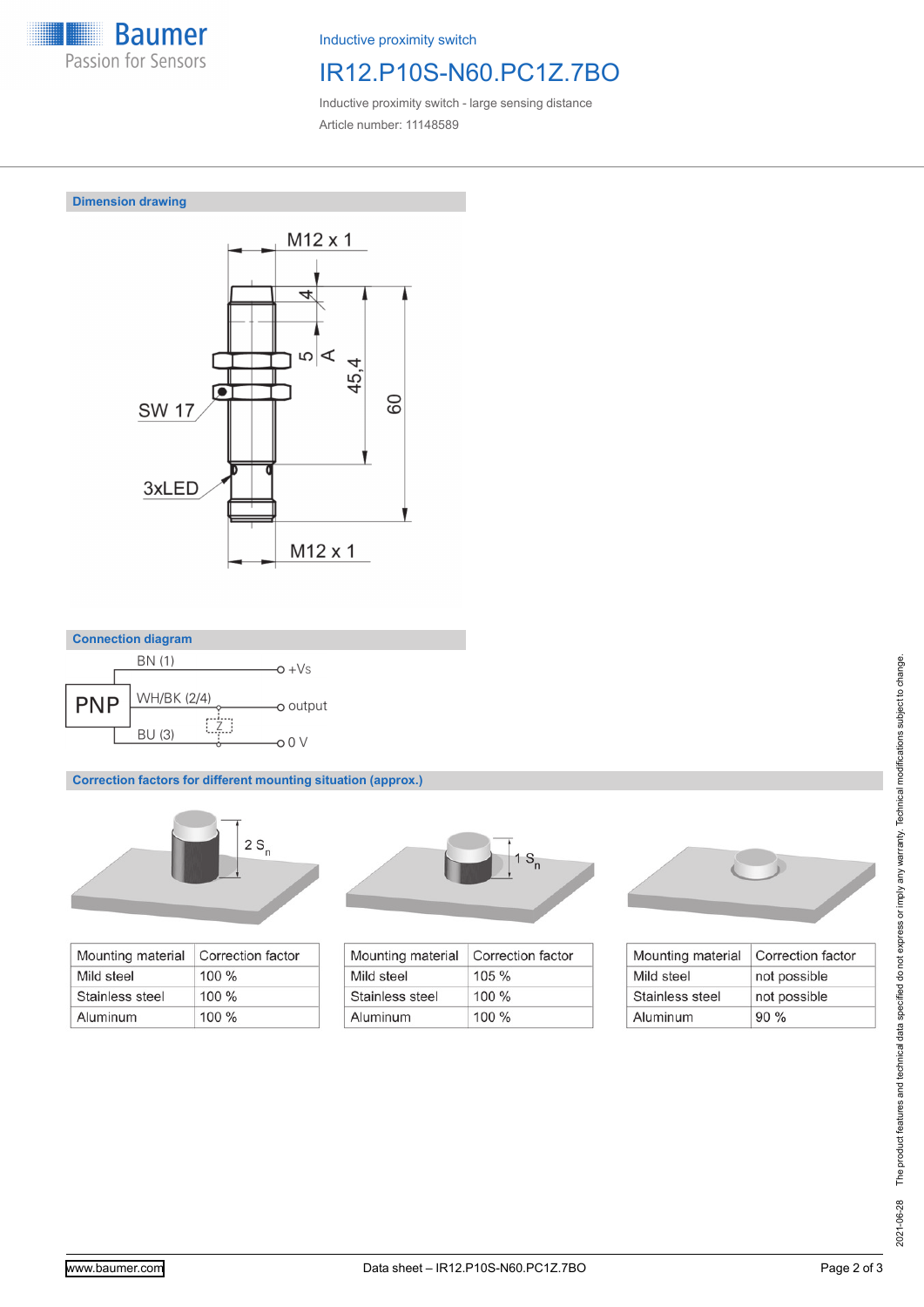Inductive proximity switch

# IR12.P10S-N60.PC1Z.7BO

Inductive proximity switch - large sensing distance

Article number: 11148589

## Dimension drawing

M12 x 1

4

5

A

45,4

60

SW 17

3xLED

M12 x 1

## Connection diagram

PNP

BN (1) — +Vs

WH/BK (2/4) — output

Z

BU (3) — 0 V

## Correction factors for different mounting situation (approx.)

2 $S_n$

| Mounting material | Correction factor |
|---|---|
| Mild steel | 100 % |
| Stainless steel | 100 % |
| Aluminum | 100 % |

1 $S_n$

| Mounting material | Correction factor |
|---|---|
| Mild steel | 105 % |
| Stainless steel | 100 % |
| Aluminum | 100 % |

| Mounting material | Correction factor |
|---|---|
| Mild steel | not possible |
| Stainless steel | not possible |
| Aluminum | 90 % |

2021-06-28 The product features and technical data specified do not express or imply any warranty. Technical modifications subject to change.

www.baumer.com

Data sheet – IR12.P10S-N60.PC1Z.7BO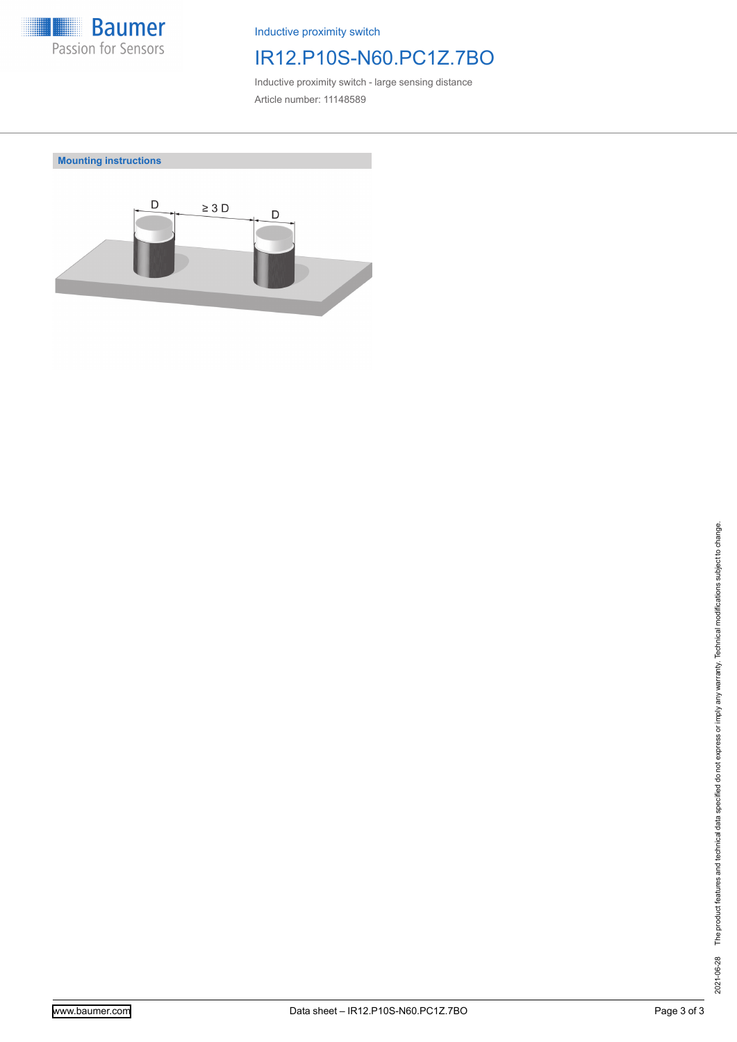Inductive proximity switch

# IR12.P10S-N60.PC1Z.7BO

Inductive proximity switch - large sensing distance

Article number: 11148589

## Mounting instructions

D

≥ 3 D

D